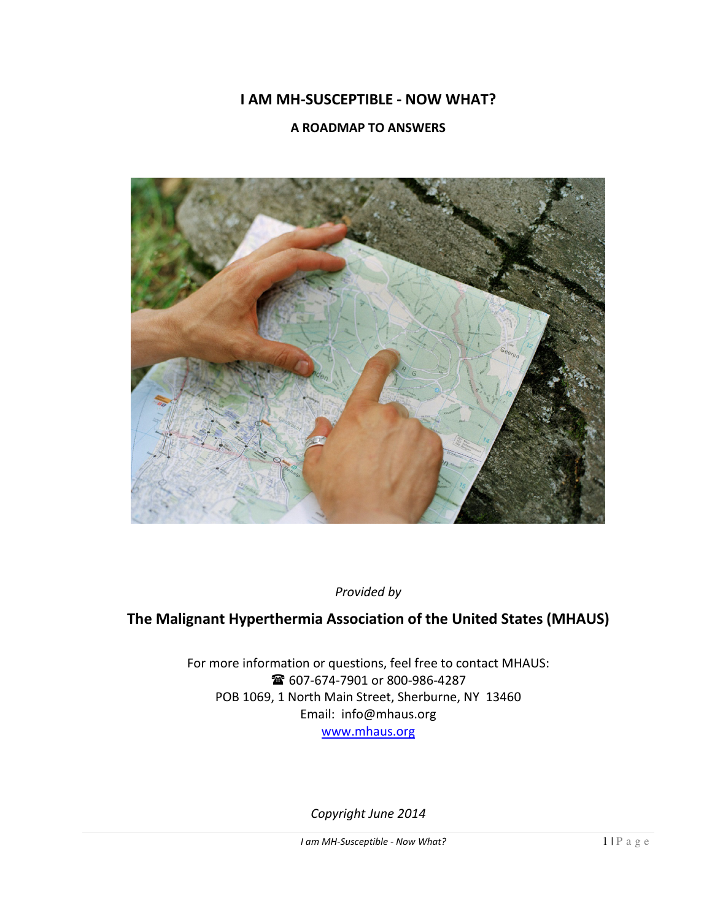# I AM MH-SUSCEPTIBLE - NOW WHAT?

## A ROADMAP TO ANSWERS

*Provided by*

**The Malignant Hyperthermia Association of the United States (MHAUS)**

For more information or questions, feel free to contact MHAUS:
☎ 607-674-7901 or 800-986-4287
POB 1069, 1 North Main Street, Sherburne, NY 13460
Email: info@mhaus.org
www.mhaus.org

*Copyright June 2014*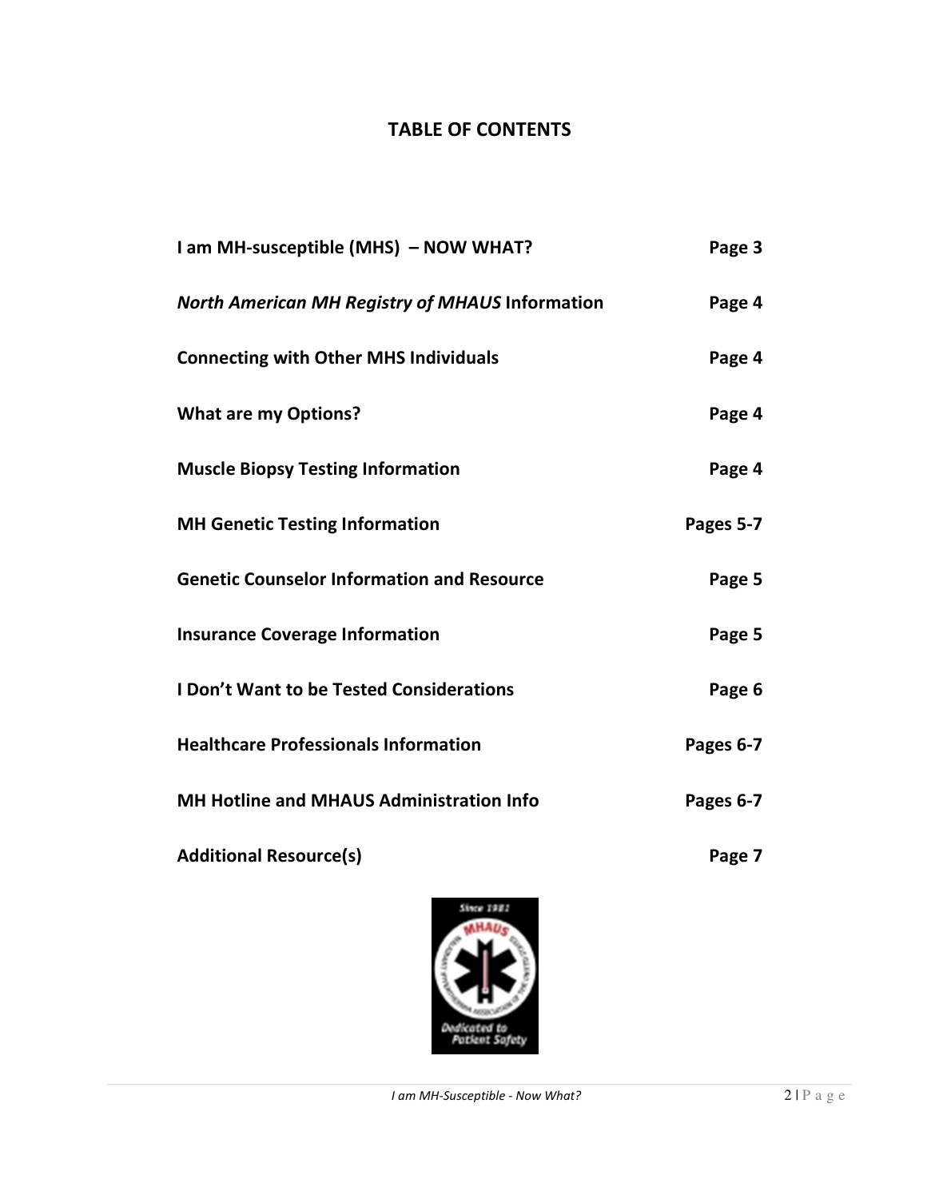## TABLE OF CONTENTS

| | |
|---|---|
| **I am MH-susceptible (MHS) – NOW WHAT?** | **Page 3** |
| ***North American MH Registry of MHAUS* Information** | **Page 4** |
| **Connecting with Other MHS Individuals** | **Page 4** |
| **What are my Options?** | **Page 4** |
| **Muscle Biopsy Testing Information** | **Page 4** |
| **MH Genetic Testing Information** | **Pages 5-7** |
| **Genetic Counselor Information and Resource** | **Page 5** |
| **Insurance Coverage Information** | **Page 5** |
| **I Don't Want to be Tested Considerations** | **Page 6** |
| **Healthcare Professionals Information** | **Pages 6-7** |
| **MH Hotline and MHAUS Administration Info** | **Pages 6-7** |
| **Additional Resource(s)** | **Page 7** |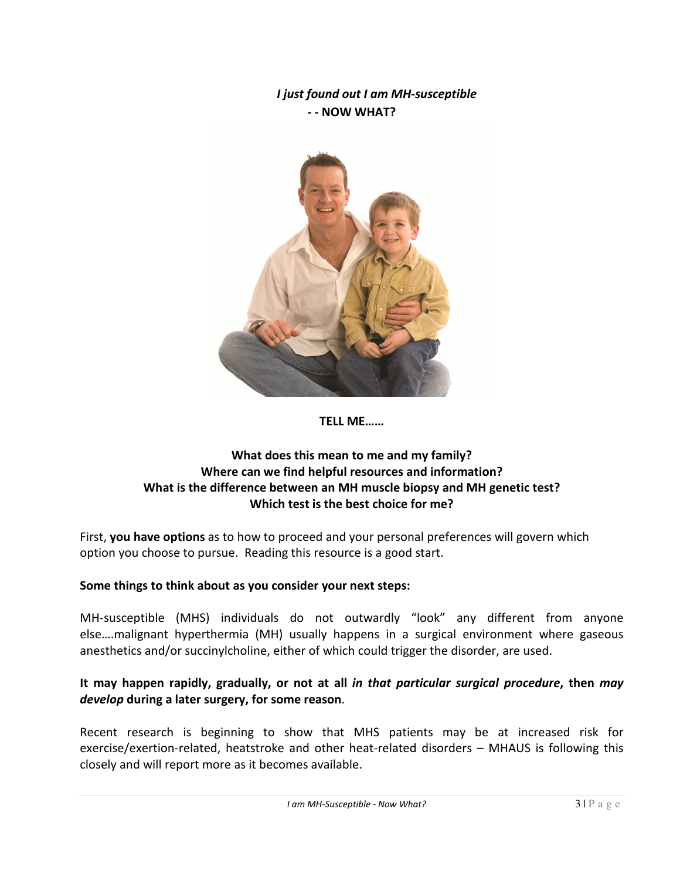# *I just found out I am MH-susceptible* - - NOW WHAT?

**TELL ME……**

**What does this mean to me and my family?**
**Where can we find helpful resources and information?**
**What is the difference between an MH muscle biopsy and MH genetic test?**
**Which test is the best choice for me?**

First, **you have options** as to how to proceed and your personal preferences will govern which option you choose to pursue. Reading this resource is a good start.

**Some things to think about as you consider your next steps:**

MH-susceptible (MHS) individuals do not outwardly "look" any different from anyone else….malignant hyperthermia (MH) usually happens in a surgical environment where gaseous anesthetics and/or succinylcholine, either of which could trigger the disorder, are used.

**It may happen rapidly, gradually, or not at all *in that particular surgical procedure*, then *may develop* during a later surgery, for some reason**.

Recent research is beginning to show that MHS patients may be at increased risk for exercise/exertion-related, heatstroke and other heat-related disorders – MHAUS is following this closely and will report more as it becomes available.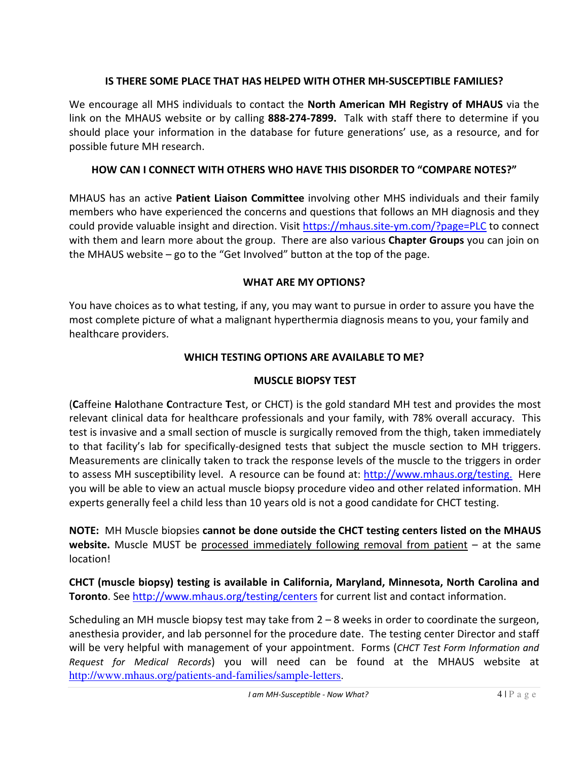## IS THERE SOME PLACE THAT HAS HELPED WITH OTHER MH-SUSCEPTIBLE FAMILIES?

We encourage all MHS individuals to contact the **North American MH Registry of MHAUS** via the link on the MHAUS website or by calling **888-274-7899.** Talk with staff there to determine if you should place your information in the database for future generations' use, as a resource, and for possible future MH research.

## HOW CAN I CONNECT WITH OTHERS WHO HAVE THIS DISORDER TO "COMPARE NOTES?"

MHAUS has an active **Patient Liaison Committee** involving other MHS individuals and their family members who have experienced the concerns and questions that follows an MH diagnosis and they could provide valuable insight and direction. Visit [https://mhaus.site-ym.com/?page=PLC](https://mhaus.site-ym.com/?page=PLC) to connect with them and learn more about the group. There are also various **Chapter Groups** you can join on the MHAUS website – go to the "Get Involved" button at the top of the page.

## WHAT ARE MY OPTIONS?

You have choices as to what testing, if any, you may want to pursue in order to assure you have the most complete picture of what a malignant hyperthermia diagnosis means to you, your family and healthcare providers.

## WHICH TESTING OPTIONS ARE AVAILABLE TO ME?

### MUSCLE BIOPSY TEST

(**C**affeine **H**alothane **C**ontracture **T**est, or CHCT) is the gold standard MH test and provides the most relevant clinical data for healthcare professionals and your family, with 78% overall accuracy. This test is invasive and a small section of muscle is surgically removed from the thigh, taken immediately to that facility's lab for specifically-designed tests that subject the muscle section to MH triggers. Measurements are clinically taken to track the response levels of the muscle to the triggers in order to assess MH susceptibility level. A resource can be found at: [http://www.mhaus.org/testing.](http://www.mhaus.org/testing) Here you will be able to view an actual muscle biopsy procedure video and other related information. MH experts generally feel a child less than 10 years old is not a good candidate for CHCT testing.

**NOTE:** MH Muscle biopsies **cannot be done outside the CHCT testing centers listed on the MHAUS website.** Muscle MUST be <u>processed immediately following removal from patient</u> – at the same location!

**CHCT (muscle biopsy) testing is available in California, Maryland, Minnesota, North Carolina and Toronto**. See [http://www.mhaus.org/testing/centers](http://www.mhaus.org/testing/centers) for current list and contact information.

Scheduling an MH muscle biopsy test may take from 2 – 8 weeks in order to coordinate the surgeon, anesthesia provider, and lab personnel for the procedure date. The testing center Director and staff will be very helpful with management of your appointment. Forms (*CHCT Test Form Information and Request for Medical Records*) you will need can be found at the MHAUS website at [http://www.mhaus.org/patients-and-families/sample-letters](http://www.mhaus.org/patients-and-families/sample-letters).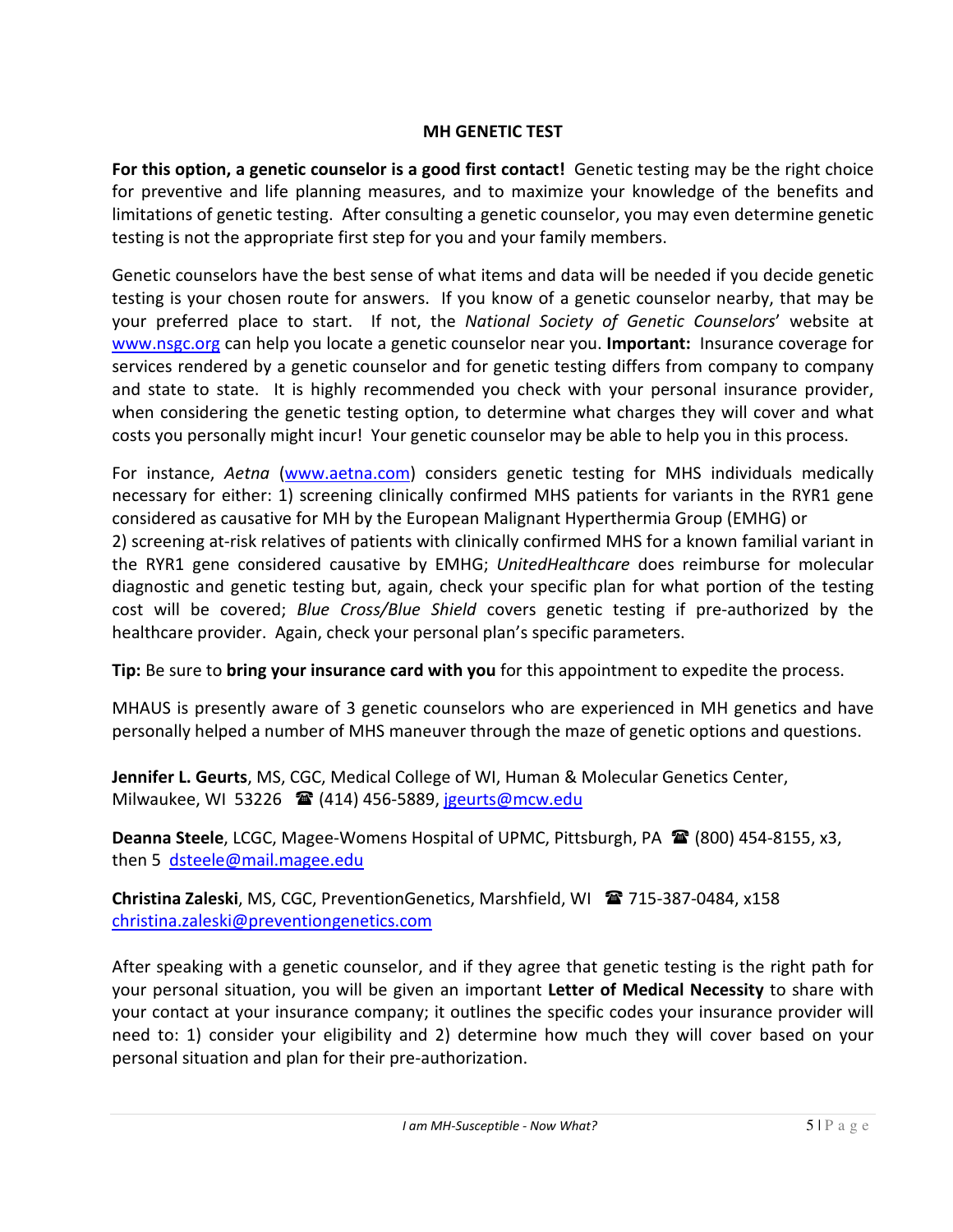## MH GENETIC TEST

**For this option, a genetic counselor is a good first contact!** Genetic testing may be the right choice for preventive and life planning measures, and to maximize your knowledge of the benefits and limitations of genetic testing. After consulting a genetic counselor, you may even determine genetic testing is not the appropriate first step for you and your family members.

Genetic counselors have the best sense of what items and data will be needed if you decide genetic testing is your chosen route for answers. If you know of a genetic counselor nearby, that may be your preferred place to start. If not, the *National Society of Genetic Counselors*' website at [www.nsgc.org](http://www.nsgc.org) can help you locate a genetic counselor near you. **Important:** Insurance coverage for services rendered by a genetic counselor and for genetic testing differs from company to company and state to state. It is highly recommended you check with your personal insurance provider, when considering the genetic testing option, to determine what charges they will cover and what costs you personally might incur! Your genetic counselor may be able to help you in this process.

For instance, *Aetna* ([www.aetna.com](http://www.aetna.com)) considers genetic testing for MHS individuals medically necessary for either: 1) screening clinically confirmed MHS patients for variants in the RYR1 gene considered as causative for MH by the European Malignant Hyperthermia Group (EMHG) or 2) screening at-risk relatives of patients with clinically confirmed MHS for a known familial variant in the RYR1 gene considered causative by EMHG; *UnitedHealthcare* does reimburse for molecular diagnostic and genetic testing but, again, check your specific plan for what portion of the testing cost will be covered; *Blue Cross/Blue Shield* covers genetic testing if pre-authorized by the healthcare provider. Again, check your personal plan's specific parameters.

**Tip:** Be sure to **bring your insurance card with you** for this appointment to expedite the process.

MHAUS is presently aware of 3 genetic counselors who are experienced in MH genetics and have personally helped a number of MHS maneuver through the maze of genetic options and questions.

**Jennifer L. Geurts**, MS, CGC, Medical College of WI, Human & Molecular Genetics Center, Milwaukee, WI 53226 ☎ (414) 456-5889, [jgeurts@mcw.edu](mailto:jgeurts@mcw.edu)

**Deanna Steele**, LCGC, Magee-Womens Hospital of UPMC, Pittsburgh, PA ☎ (800) 454-8155, x3, then 5 [dsteele@mail.magee.edu](mailto:dsteele@mail.magee.edu)

**Christina Zaleski**, MS, CGC, PreventionGenetics, Marshfield, WI ☎ 715-387-0484, x158 [christina.zaleski@preventiongenetics.com](mailto:christina.zaleski@preventiongenetics.com)

After speaking with a genetic counselor, and if they agree that genetic testing is the right path for your personal situation, you will be given an important **Letter of Medical Necessity** to share with your contact at your insurance company; it outlines the specific codes your insurance provider will need to: 1) consider your eligibility and 2) determine how much they will cover based on your personal situation and plan for their pre-authorization.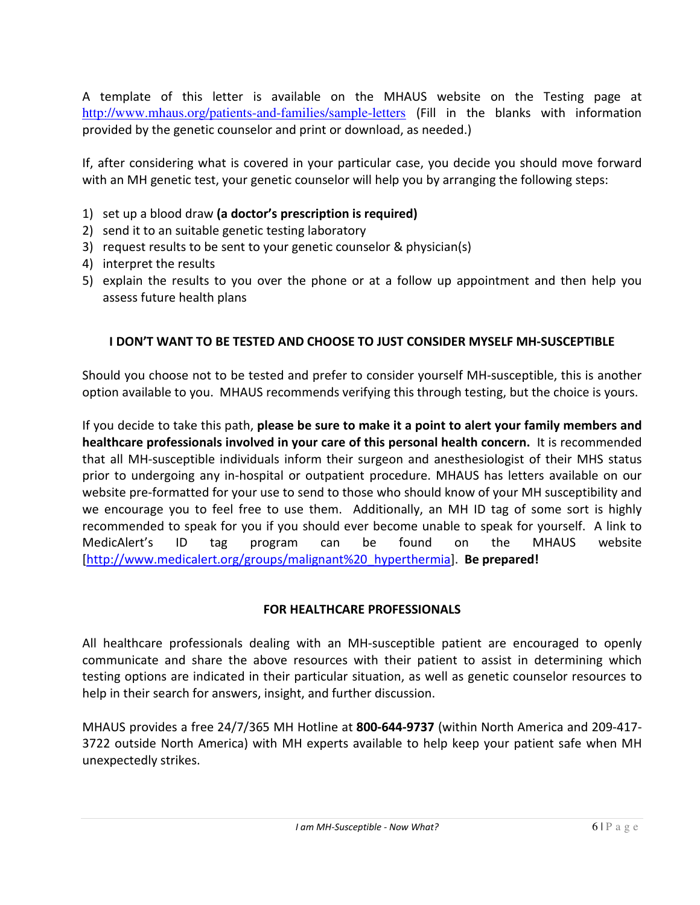A template of this letter is available on the MHAUS website on the Testing page at http://www.mhaus.org/patients-and-families/sample-letters (Fill in the blanks with information provided by the genetic counselor and print or download, as needed.)

If, after considering what is covered in your particular case, you decide you should move forward with an MH genetic test, your genetic counselor will help you by arranging the following steps:

1) set up a blood draw **(a doctor's prescription is required)**
2) send it to an suitable genetic testing laboratory
3) request results to be sent to your genetic counselor & physician(s)
4) interpret the results
5) explain the results to you over the phone or at a follow up appointment and then help you assess future health plans

## I DON'T WANT TO BE TESTED AND CHOOSE TO JUST CONSIDER MYSELF MH-SUSCEPTIBLE

Should you choose not to be tested and prefer to consider yourself MH-susceptible, this is another option available to you. MHAUS recommends verifying this through testing, but the choice is yours.

If you decide to take this path, **please be sure to make it a point to alert your family members and healthcare professionals involved in your care of this personal health concern.** It is recommended that all MH-susceptible individuals inform their surgeon and anesthesiologist of their MHS status prior to undergoing any in-hospital or outpatient procedure. MHAUS has letters available on our website pre-formatted for your use to send to those who should know of your MH susceptibility and we encourage you to feel free to use them. Additionally, an MH ID tag of some sort is highly recommended to speak for you if you should ever become unable to speak for yourself. A link to MedicAlert's ID tag program can be found on the MHAUS website [http://www.medicalert.org/groups/malignant%20_hyperthermia]. **Be prepared!**

## FOR HEALTHCARE PROFESSIONALS

All healthcare professionals dealing with an MH-susceptible patient are encouraged to openly communicate and share the above resources with their patient to assist in determining which testing options are indicated in their particular situation, as well as genetic counselor resources to help in their search for answers, insight, and further discussion.

MHAUS provides a free 24/7/365 MH Hotline at **800-644-9737** (within North America and 209-417-3722 outside North America) with MH experts available to help keep your patient safe when MH unexpectedly strikes.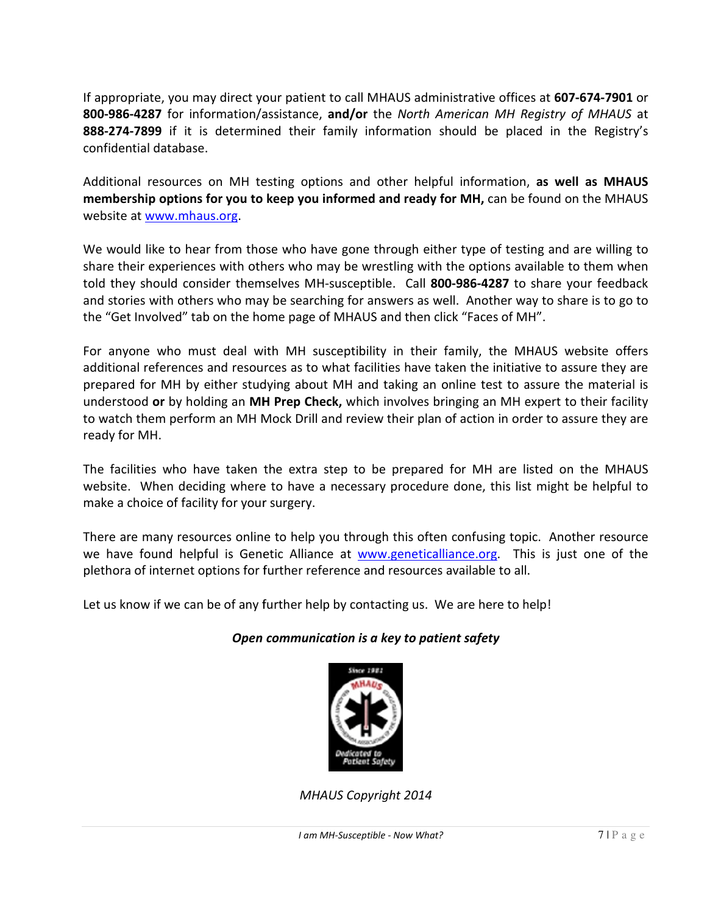If appropriate, you may direct your patient to call MHAUS administrative offices at **607-674-7901** or **800-986-4287** for information/assistance, **and/or** the *North American MH Registry of MHAUS* at **888-274-7899** if it is determined their family information should be placed in the Registry's confidential database.

Additional resources on MH testing options and other helpful information, **as well as MHAUS membership options for you to keep you informed and ready for MH,** can be found on the MHAUS website at [www.mhaus.org](http://www.mhaus.org).

We would like to hear from those who have gone through either type of testing and are willing to share their experiences with others who may be wrestling with the options available to them when told they should consider themselves MH-susceptible. Call **800-986-4287** to share your feedback and stories with others who may be searching for answers as well. Another way to share is to go to the "Get Involved" tab on the home page of MHAUS and then click "Faces of MH".

For anyone who must deal with MH susceptibility in their family, the MHAUS website offers additional references and resources as to what facilities have taken the initiative to assure they are prepared for MH by either studying about MH and taking an online test to assure the material is understood **or** by holding an **MH Prep Check,** which involves bringing an MH expert to their facility to watch them perform an MH Mock Drill and review their plan of action in order to assure they are ready for MH.

The facilities who have taken the extra step to be prepared for MH are listed on the MHAUS website. When deciding where to have a necessary procedure done, this list might be helpful to make a choice of facility for your surgery.

There are many resources online to help you through this often confusing topic. Another resource we have found helpful is Genetic Alliance at [www.geneticalliance.org](http://www.geneticalliance.org). This is just one of the plethora of internet options for further reference and resources available to all.

Let us know if we can be of any further help by contacting us. We are here to help!

***Open communication is a key to patient safety***

Since 1981
MHAUS
Dedicated to Patient Safety

*MHAUS Copyright 2014*